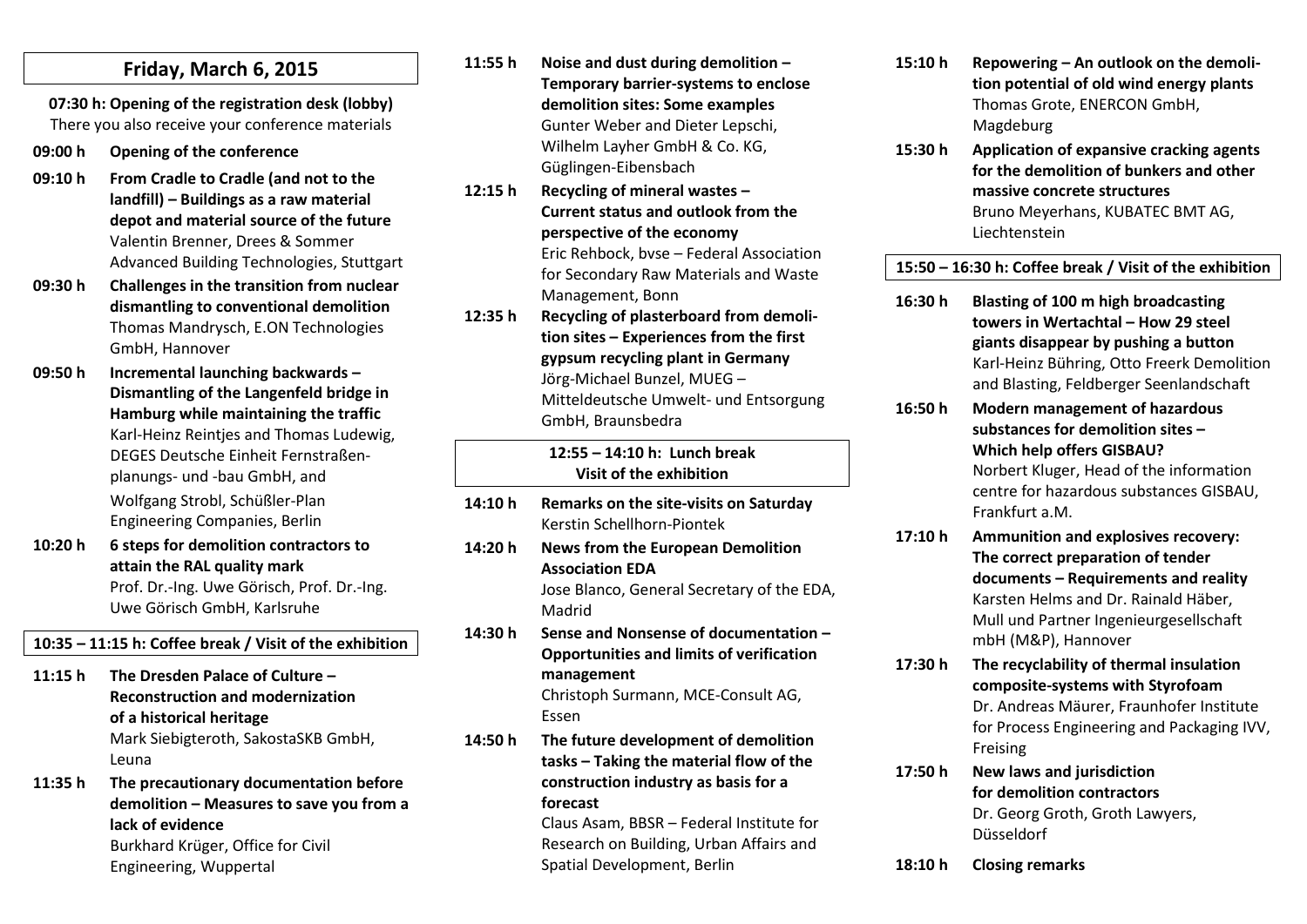## Friday, March 6, 2015

**07:30 h: Opening of the registration desk (lobby)**
There you also receive your conference materials

**09:00 h** **Opening of the conference**

**09:10 h** **From Cradle to Cradle (and not to the landfill) – Buildings as a raw material depot and material source of the future**
Valentin Brenner, Drees & Sommer Advanced Building Technologies, Stuttgart

**09:30 h** **Challenges in the transition from nuclear dismantling to conventional demolition**
Thomas Mandrysch, E.ON Technologies GmbH, Hannover

**09:50 h** **Incremental launching backwards – Dismantling of the Langenfeld bridge in Hamburg while maintaining the traffic**
Karl-Heinz Reintjes and Thomas Ludewig, DEGES Deutsche Einheit Fernstraßen-planungs- und -bau GmbH, and
Wolfgang Strobl, Schüßler-Plan Engineering Companies, Berlin

**10:20 h** **6 steps for demolition contractors to attain the RAL quality mark**
Prof. Dr.-Ing. Uwe Görisch, Prof. Dr.-Ing. Uwe Görisch GmbH, Karlsruhe

**10:35 – 11:15 h: Coffee break / Visit of the exhibition**

**11:15 h** **The Dresden Palace of Culture – Reconstruction and modernization of a historical heritage**
Mark Siebigteroth, SakostaSKB GmbH, Leuna

**11:35 h** **The precautionary documentation before demolition – Measures to save you from a lack of evidence**
Burkhard Krüger, Office for Civil Engineering, Wuppertal

**11:55 h** **Noise and dust during demolition – Temporary barrier-systems to enclose demolition sites: Some examples**
Gunter Weber and Dieter Lepschi, Wilhelm Layher GmbH & Co. KG, Güglingen-Eibensbach

**12:15 h** **Recycling of mineral wastes – Current status and outlook from the perspective of the economy**
Eric Rehbock, bvse – Federal Association for Secondary Raw Materials and Waste Management, Bonn

**12:35 h** **Recycling of plasterboard from demolition sites – Experiences from the first gypsum recycling plant in Germany**
Jörg-Michael Bunzel, MUEG – Mitteldeutsche Umwelt- und Entsorgung GmbH, Braunsbedra

**12:55 – 14:10 h: Lunch break**
**Visit of the exhibition**

**14:10 h** **Remarks on the site-visits on Saturday**
Kerstin Schellhorn-Piontek

**14:20 h** **News from the European Demolition Association EDA**
Jose Blanco, General Secretary of the EDA, Madrid

**14:30 h** **Sense and Nonsense of documentation – Opportunities and limits of verification management**
Christoph Surmann, MCE-Consult AG, Essen

**14:50 h** **The future development of demolition tasks – Taking the material flow of the construction industry as basis for a forecast**
Claus Asam, BBSR – Federal Institute for Research on Building, Urban Affairs and Spatial Development, Berlin

**15:10 h** **Repowering – An outlook on the demolition potential of old wind energy plants**
Thomas Grote, ENERCON GmbH, Magdeburg

**15:30 h** **Application of expansive cracking agents for the demolition of bunkers and other massive concrete structures**
Bruno Meyerhans, KUBATEC BMT AG, Liechtenstein

**15:50 – 16:30 h: Coffee break / Visit of the exhibition**

**16:30 h** **Blasting of 100 m high broadcasting towers in Wertachtal – How 29 steel giants disappear by pushing a button**
Karl-Heinz Bühring, Otto Freerk Demolition and Blasting, Feldberger Seenlandschaft

**16:50 h** **Modern management of hazardous substances for demolition sites – Which help offers GISBAU?**
Norbert Kluger, Head of the information centre for hazardous substances GISBAU, Frankfurt a.M.

**17:10 h** **Ammunition and explosives recovery: The correct preparation of tender documents – Requirements and reality**
Karsten Helms and Dr. Rainald Häber, Mull und Partner Ingenieurgesellschaft mbH (M&P), Hannover

**17:30 h** **The recyclability of thermal insulation composite-systems with Styrofoam**
Dr. Andreas Mäurer, Fraunhofer Institute for Process Engineering and Packaging IVV, Freising

**17:50 h** **New laws and jurisdiction for demolition contractors**
Dr. Georg Groth, Groth Lawyers, Düsseldorf

**18:10 h** **Closing remarks**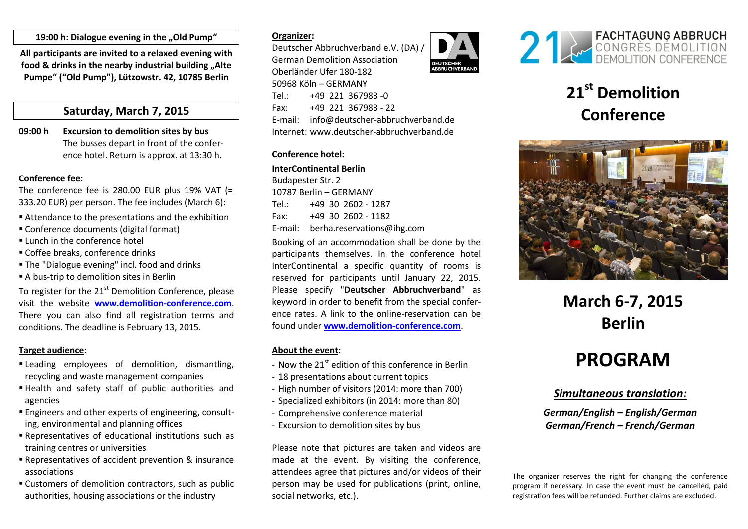**19:00 h: Dialogue evening in the „Old Pump“**

**All participants are invited to a relaxed evening with food & drinks in the nearby industrial building „Alte Pumpe“ (“Old Pump”), Lützowstr. 42, 10785 Berlin**

## Saturday, March 7, 2015

**09:00 h** **Excursion to demolition sites by bus**
The busses depart in front of the conference hotel. Return is approx. at 13:30 h.

**Conference fee:**

The conference fee is 280.00 EUR plus 19% VAT (= 333.20 EUR) per person. The fee includes (March 6):

- Attendance to the presentations and the exhibition
- Conference documents (digital format)
- Lunch in the conference hotel
- Coffee breaks, conference drinks
- The "Dialogue evening" incl. food and drinks
- A bus-trip to demolition sites in Berlin

To register for the 21st Demolition Conference, please visit the website **www.demolition-conference.com**. There you can also find all registration terms and conditions. The deadline is February 13, 2015.

**Target audience:**

- Leading employees of demolition, dismantling, recycling and waste management companies
- Health and safety staff of public authorities and agencies
- Engineers and other experts of engineering, consulting, environmental and planning offices
- Representatives of educational institutions such as training centres or universities
- Representatives of accident prevention & insurance associations
- Customers of demolition contractors, such as public authorities, housing associations or the industry

**Organizer:**

Deutscher Abbruchverband e.V. (DA) /
German Demolition Association
Oberländer Ufer 180-182
50968 Köln – GERMANY
Tel.: +49 221 367983 -0
Fax: +49 221 367983 - 22
E-mail: info@deutscher-abbruchverband.de
Internet: www.deutscher-abbruchverband.de

DEUTSCHER ABBRUCHVERBAND

**Conference hotel:**

**InterContinental Berlin**
Budapester Str. 2
10787 Berlin – GERMANY
Tel.: +49 30 2602 - 1287
Fax: +49 30 2602 - 1182
E-mail: berha.reservations@ihg.com

Booking of an accommodation shall be done by the participants themselves. In the conference hotel InterContinental a specific quantity of rooms is reserved for participants until January 22, 2015. Please specify "**Deutscher Abbruchverband**" as keyword in order to benefit from the special conference rates. A link to the online-reservation can be found under **www.demolition-conference.com**.

**About the event:**

- Now the 21st edition of this conference in Berlin
- 18 presentations about current topics
- High number of visitors (2014: more than 700)
- Specialized exhibitors (in 2014: more than 80)
- Comprehensive conference material
- Excursion to demolition sites by bus

Please note that pictures are taken and videos are made at the event. By visiting the conference, attendees agree that pictures and/or videos of their person may be used for publications (print, online, social networks, etc.).

21 FACHTAGUNG ABBRUCH
CONGRÈS DÉMOLITION
DEMOLITION CONFERENCE

# 21st Demolition Conference

## March 6-7, 2015 Berlin

# PROGRAM

***Simultaneous translation:***

***German/English – English/German***
***German/French – French/German***

The organizer reserves the right for changing the conference program if necessary. In case the event must be cancelled, paid registration fees will be refunded. Further claims are excluded.